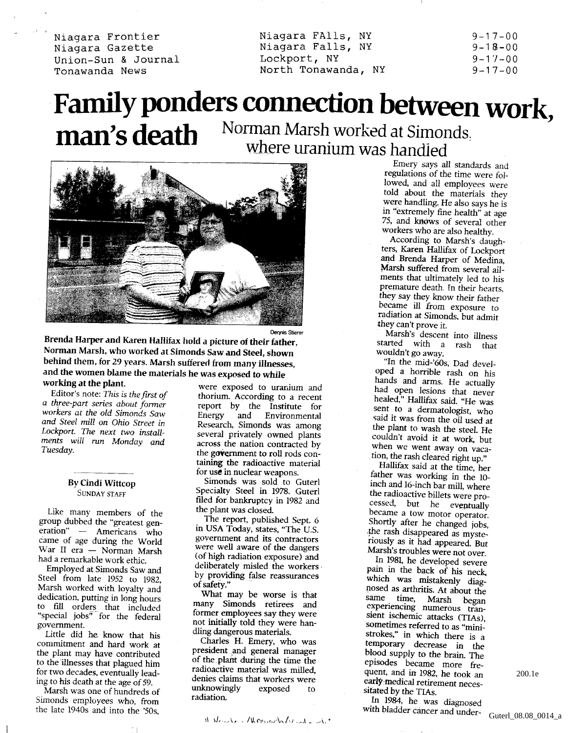| Niagara Frontier | Niagara FAlls, NY | 9-17-00 |
| --- | --- | --- |
| Niagara Gazette | Niagara Falls, NY | 9-18-00 |
| Union-Sun & Journal | Lockport, NY | 9-17-00 |
| Tonawanda News | North Tonawanda, NY | 9-17-00 |

# Family ponders connection between work, man's death

## Norman Marsh worked at Simonds, where uranium was handled

Dennis Stierer

**Brenda Harper and Karen Hallifax hold a picture of their father, Norman Marsh, who worked at Simonds Saw and Steel, shown behind them, for 29 years. Marsh suffered from many illnesses, and the women blame the materials he was exposed to while working at the plant.**

Editor's note: *This is the first of a three-part series about former workers at the old Simonds Saw and Steel mill on Ohio Street in Lockport. The next two installments will run Monday and Tuesday.*

By Cindi Wittcop
SUNDAY STAFF

Like many members of the group dubbed the "greatest generation" — Americans who came of age during the World War II era — Norman Marsh had a remarkable work ethic.

Employed at Simonds Saw and Steel from late 1952 to 1982, Marsh worked with loyalty and dedication, putting in long hours to fill orders that included "special jobs" for the federal government.

Little did he know that his commitment and hard work at the plant may have contributed to the illnesses that plagued him for two decades, eventually leading to his death at the age of 59.

Marsh was one of hundreds of Simonds employees who, from the late 1940s and into the '50s, were exposed to uranium and thorium. According to a recent report by the Institute for Energy and Environmental Research, Simonds was among several privately owned plants across the nation contracted by the government to roll rods containing the radioactive material for use in nuclear weapons.

Simonds was sold to Guterl Specialty Steel in 1978. Guterl filed for bankruptcy in 1982 and the plant was closed.

The report, published Sept. 6 in USA Today, states, "The U.S. government and its contractors were well aware of the dangers (of high radiation exposure) and deliberately misled the workers by providing false reassurances of safety."

What may be worse is that many Simonds retirees and former employees say they were not initially told they were handling dangerous materials.

Charles H. Emery, who was president and general manager of the plant during the time the radioactive material was milled, denies claims that workers were unknowingly exposed to radiation.

Emery says all standards and regulations of the time were followed, and all employees were told about the materials they were handling. He also says he is in "extremely fine health" at age 75, and knows of several other workers who are also healthy.

According to Marsh's daughters, Karen Hallifax of Lockport and Brenda Harper of Medina, Marsh suffered from several ailments that ultimately led to his premature death. In their hearts, they say they know their father became ill from exposure to radiation at Simonds, but admit they can't prove it.

Marsh's descent into illness started with a rash that wouldn't go away.

"In the mid-'60s, Dad developed a horrible rash on his hands and arms. He actually had open lesions that never healed," Hallifax said. "He was sent to a dermatologist, who said it was from the oil used at the plant to wash the steel. He couldn't avoid it at work, but when we went away on vacation, the rash cleared right up."

Hallifax said at the time, her father was working in the 10-inch and 16-inch bar mill, where the radioactive billets were processed, but he eventually became a tow motor operator. Shortly after he changed jobs, the rash disappeared as mysteriously as it had appeared. But Marsh's troubles were not over.

In 1981, he developed severe pain in the back of his neck, which was mistakenly diagnosed as arthritis. At about the same time, Marsh began experiencing numerous transient ischemic attacks (TIAs), sometimes referred to as "mini-strokes," in which there is a temporary decrease in the blood supply to the brain. The episodes became more frequent, and in 1982, he took an early medical retirement necessitated by the TIAs.

In 1984, he was diagnosed with bladder cancer and under-

200.1e

Guterl_08.08_0014_a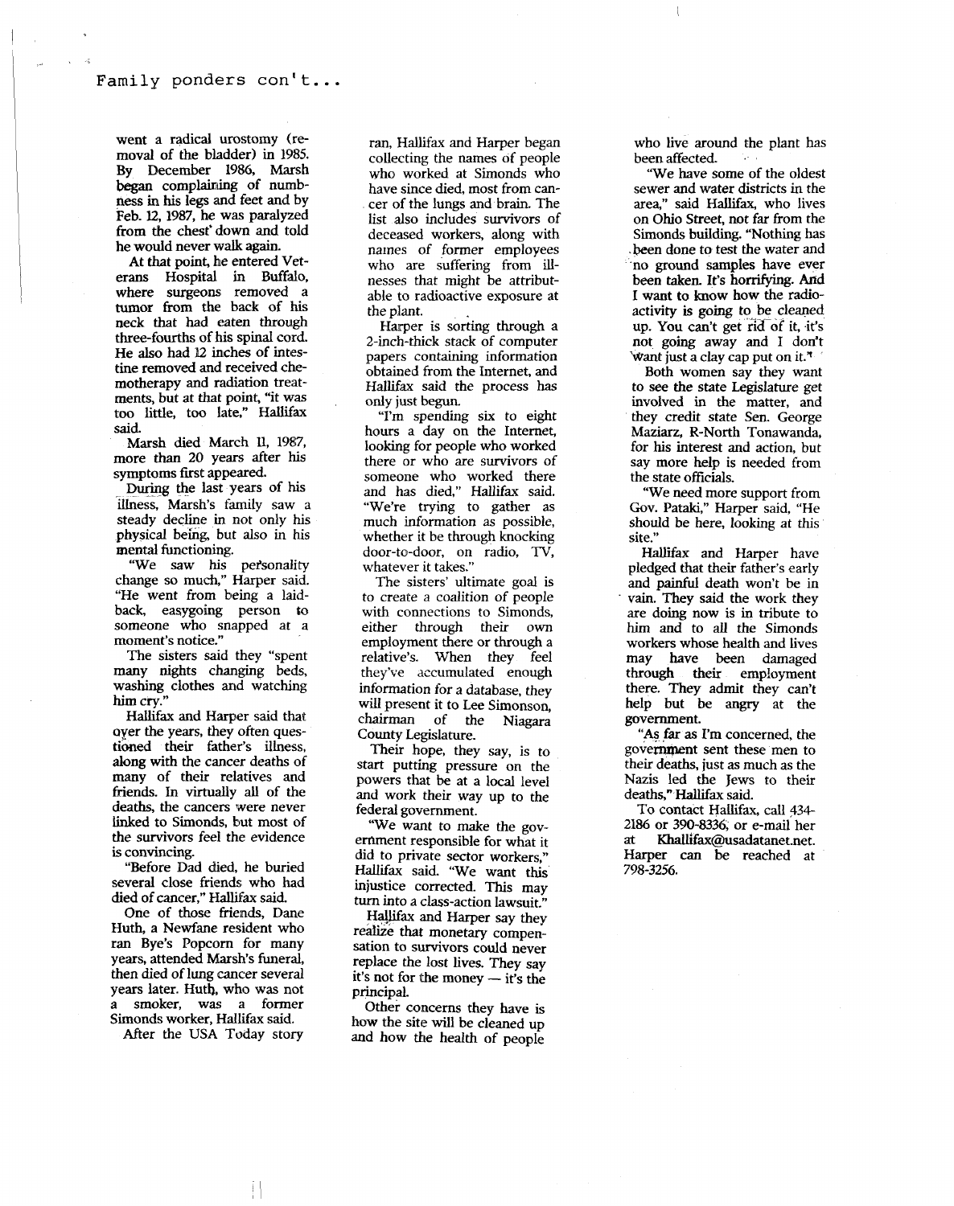Family ponders con't...

went a radical urostomy (removal of the bladder) in 1985. By December 1986, Marsh began complaining of numbness in his legs and feet and by Feb. 12, 1987, he was paralyzed from the chest down and told he would never walk again.

At that point, he entered Veterans Hospital in Buffalo, where surgeons removed a tumor from the back of his neck that had eaten through three-fourths of his spinal cord. He also had 12 inches of intestine removed and received chemotherapy and radiation treatments, but at that point, "it was too little, too late," Hallifax said.

Marsh died March 11, 1987, more than 20 years after his symptoms first appeared.

During the last years of his illness, Marsh's family saw a steady decline in not only his physical being, but also in his mental functioning.

"We saw his personality change so much," Harper said. "He went from being a laid-back, easygoing person to someone who snapped at a moment's notice."

The sisters said they "spent many nights changing beds, washing clothes and watching him cry."

Hallifax and Harper said that over the years, they often questioned their father's illness, along with the cancer deaths of many of their relatives and friends. In virtually all of the deaths, the cancers were never linked to Simonds, but most of the survivors feel the evidence is convincing.

"Before Dad died, he buried several close friends who had died of cancer," Hallifax said.

One of those friends, Dane Huth, a Newfane resident who ran Bye's Popcorn for many years, attended Marsh's funeral, then died of lung cancer several years later. Huth, who was not a smoker, was a former Simonds worker, Hallifax said.

After the USA Today story ran, Hallifax and Harper began collecting the names of people who worked at Simonds who have since died, most from cancer of the lungs and brain. The list also includes survivors of deceased workers, along with names of former employees who are suffering from illnesses that might be attributable to radioactive exposure at the plant.

Harper is sorting through a 2-inch-thick stack of computer papers containing information obtained from the Internet, and Hallifax said the process has only just begun.

"I'm spending six to eight hours a day on the Internet, looking for people who worked there or who are survivors of someone who worked there and has died," Hallifax said. "We're trying to gather as much information as possible, whether it be through knocking door-to-door, on radio, TV, whatever it takes."

The sisters' ultimate goal is to create a coalition of people with connections to Simonds, either through their own employment there or through a relative's. When they feel they've accumulated enough information for a database, they will present it to Lee Simonson, chairman of the Niagara County Legislature.

Their hope, they say, is to start putting pressure on the powers that be at a local level and work their way up to the federal government.

"We want to make the government responsible for what it did to private sector workers," Hallifax said. "We want this injustice corrected. This may turn into a class-action lawsuit."

Hallifax and Harper say they realize that monetary compensation to survivors could never replace the lost lives. They say it's not for the money — it's the principal.

Other concerns they have is how the site will be cleaned up and how the health of people who live around the plant has been affected.

"We have some of the oldest sewer and water districts in the area," said Hallifax, who lives on Ohio Street, not far from the Simonds building. "Nothing has been done to test the water and no ground samples have ever been taken. It's horrifying. And I want to know how the radioactivity is going to be cleaned up. You can't get rid of it, it's not going away and I don't want just a clay cap put on it."

Both women say they want to see the state Legislature get involved in the matter, and they credit state Sen. George Maziarz, R-North Tonawanda, for his interest and action, but say more help is needed from the state officials.

"We need more support from Gov. Pataki," Harper said. "He should be here, looking at this site."

Hallifax and Harper have pledged that their father's early and painful death won't be in vain. They said the work they are doing now is in tribute to him and to all the Simonds workers whose health and lives may have been damaged through their employment there. They admit they can't help but be angry at the government.

"As far as I'm concerned, the government sent these men to their deaths, just as much as the Nazis led the Jews to their deaths," Hallifax said.

To contact Hallifax, call 434-2186 or 390-8336, or e-mail her at Khallifax@usadatanet.net. Harper can be reached at 798-3256.